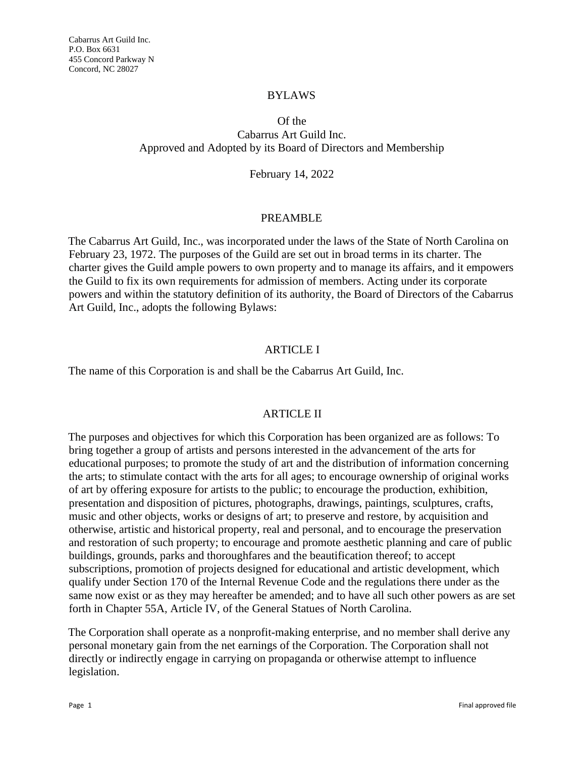Cabarrus Art Guild Inc.
P.O. Box 6631
455 Concord Parkway N
Concord, NC 28027

# BYLAWS

## Of the
## Cabarrus Art Guild Inc.
## Approved and Adopted by its Board of Directors and Membership

February 14, 2022

## PREAMBLE

The Cabarrus Art Guild, Inc., was incorporated under the laws of the State of North Carolina on February 23, 1972. The purposes of the Guild are set out in broad terms in its charter. The charter gives the Guild ample powers to own property and to manage its affairs, and it empowers the Guild to fix its own requirements for admission of members. Acting under its corporate powers and within the statutory definition of its authority, the Board of Directors of the Cabarrus Art Guild, Inc., adopts the following Bylaws:

## ARTICLE I

The name of this Corporation is and shall be the Cabarrus Art Guild, Inc.

## ARTICLE II

The purposes and objectives for which this Corporation has been organized are as follows: To bring together a group of artists and persons interested in the advancement of the arts for educational purposes; to promote the study of art and the distribution of information concerning the arts; to stimulate contact with the arts for all ages; to encourage ownership of original works of art by offering exposure for artists to the public; to encourage the production, exhibition, presentation and disposition of pictures, photographs, drawings, paintings, sculptures, crafts, music and other objects, works or designs of art; to preserve and restore, by acquisition and otherwise, artistic and historical property, real and personal, and to encourage the preservation and restoration of such property; to encourage and promote aesthetic planning and care of public buildings, grounds, parks and thoroughfares and the beautification thereof; to accept subscriptions, promotion of projects designed for educational and artistic development, which qualify under Section 170 of the Internal Revenue Code and the regulations there under as the same now exist or as they may hereafter be amended; and to have all such other powers as are set forth in Chapter 55A, Article IV, of the General Statues of North Carolina.

The Corporation shall operate as a nonprofit-making enterprise, and no member shall derive any personal monetary gain from the net earnings of the Corporation. The Corporation shall not directly or indirectly engage in carrying on propaganda or otherwise attempt to influence legislation.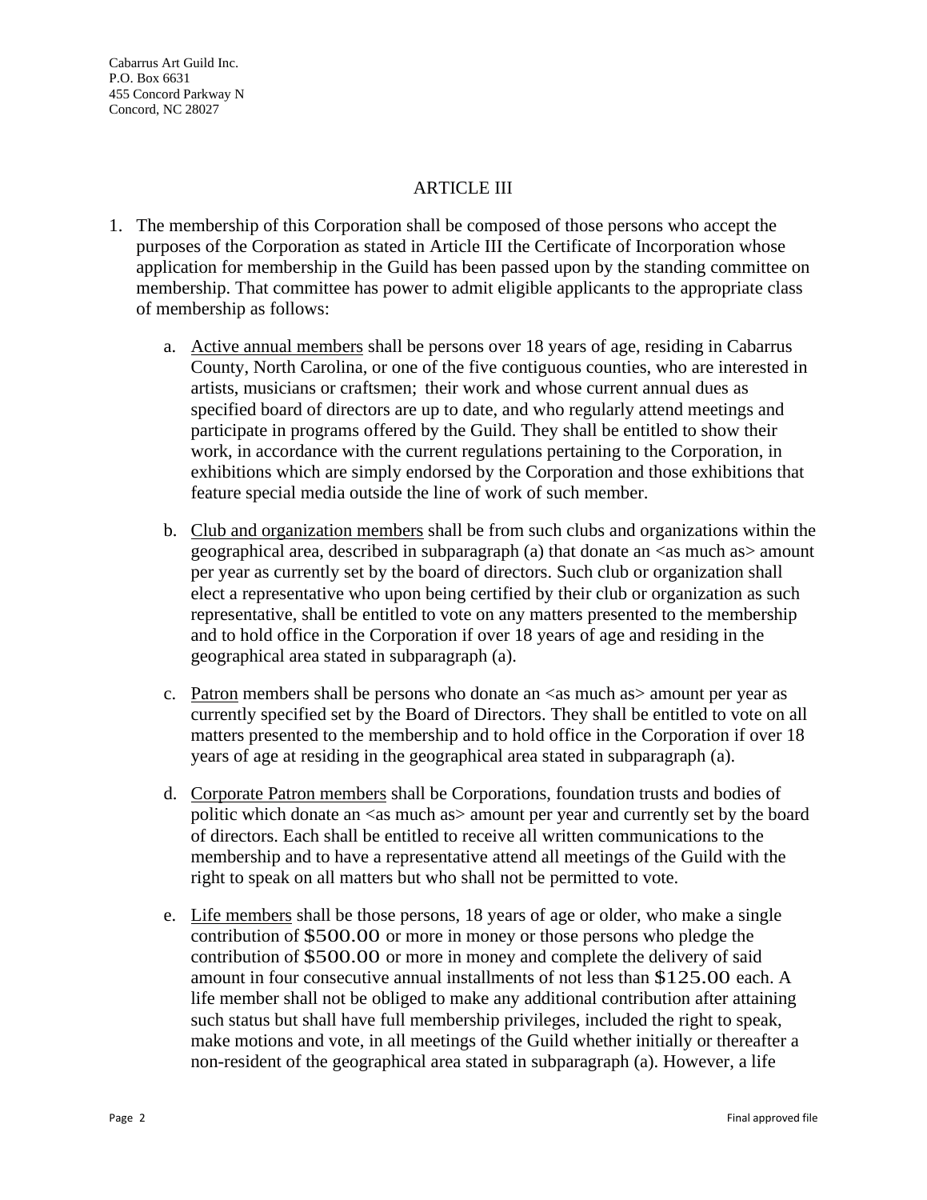Cabarrus Art Guild Inc.
P.O. Box 6631
455 Concord Parkway N
Concord, NC 28027

## ARTICLE III

1. The membership of this Corporation shall be composed of those persons who accept the purposes of the Corporation as stated in Article III the Certificate of Incorporation whose application for membership in the Guild has been passed upon by the standing committee on membership. That committee has power to admit eligible applicants to the appropriate class of membership as follows:

   a. Active annual members shall be persons over 18 years of age, residing in Cabarrus County, North Carolina, or one of the five contiguous counties, who are interested in artists, musicians or craftsmen; their work and whose current annual dues as specified board of directors are up to date, and who regularly attend meetings and participate in programs offered by the Guild. They shall be entitled to show their work, in accordance with the current regulations pertaining to the Corporation, in exhibitions which are simply endorsed by the Corporation and those exhibitions that feature special media outside the line of work of such member.

   b. Club and organization members shall be from such clubs and organizations within the geographical area, described in subparagraph (a) that donate an <as much as> amount per year as currently set by the board of directors. Such club or organization shall elect a representative who upon being certified by their club or organization as such representative, shall be entitled to vote on any matters presented to the membership and to hold office in the Corporation if over 18 years of age and residing in the geographical area stated in subparagraph (a).

   c. Patron members shall be persons who donate an <as much as> amount per year as currently specified set by the Board of Directors. They shall be entitled to vote on all matters presented to the membership and to hold office in the Corporation if over 18 years of age at residing in the geographical area stated in subparagraph (a).

   d. Corporate Patron members shall be Corporations, foundation trusts and bodies of politic which donate an <as much as> amount per year and currently set by the board of directors. Each shall be entitled to receive all written communications to the membership and to have a representative attend all meetings of the Guild with the right to speak on all matters but who shall not be permitted to vote.

   e. Life members shall be those persons, 18 years of age or older, who make a single contribution of $500.00 or more in money or those persons who pledge the contribution of $500.00 or more in money and complete the delivery of said amount in four consecutive annual installments of not less than $125.00 each. A life member shall not be obliged to make any additional contribution after attaining such status but shall have full membership privileges, included the right to speak, make motions and vote, in all meetings of the Guild whether initially or thereafter a non-resident of the geographical area stated in subparagraph (a). However, a life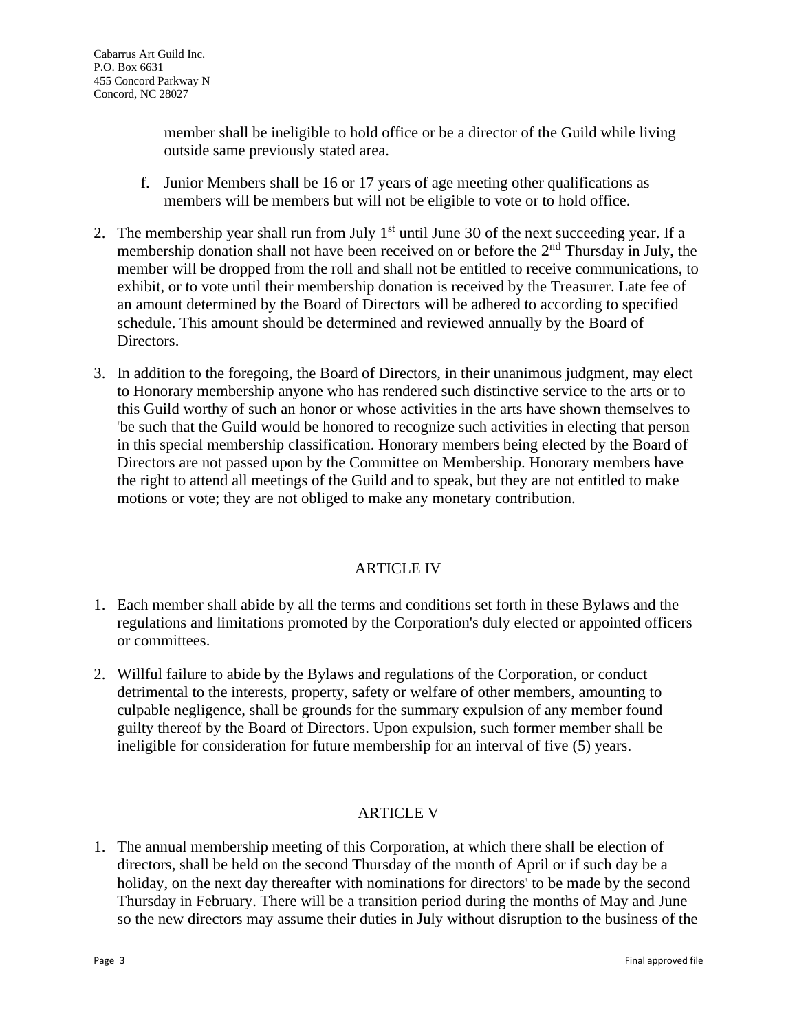member shall be ineligible to hold office or be a director of the Guild while living outside same previously stated area.

f. Junior Members shall be 16 or 17 years of age meeting other qualifications as members will be members but will not be eligible to vote or to hold office.

2. The membership year shall run from July 1st until June 30 of the next succeeding year. If a membership donation shall not have been received on or before the 2nd Thursday in July, the member will be dropped from the roll and shall not be entitled to receive communications, to exhibit, or to vote until their membership donation is received by the Treasurer. Late fee of an amount determined by the Board of Directors will be adhered to according to specified schedule. This amount should be determined and reviewed annually by the Board of Directors.

3. In addition to the foregoing, the Board of Directors, in their unanimous judgment, may elect to Honorary membership anyone who has rendered such distinctive service to the arts or to this Guild worthy of such an honor or whose activities in the arts have shown themselves to be such that the Guild would be honored to recognize such activities in electing that person in this special membership classification. Honorary members being elected by the Board of Directors are not passed upon by the Committee on Membership. Honorary members have the right to attend all meetings of the Guild and to speak, but they are not entitled to make motions or vote; they are not obliged to make any monetary contribution.

## ARTICLE IV

1. Each member shall abide by all the terms and conditions set forth in these Bylaws and the regulations and limitations promoted by the Corporation's duly elected or appointed officers or committees.

2. Willful failure to abide by the Bylaws and regulations of the Corporation, or conduct detrimental to the interests, property, safety or welfare of other members, amounting to culpable negligence, shall be grounds for the summary expulsion of any member found guilty thereof by the Board of Directors. Upon expulsion, such former member shall be ineligible for consideration for future membership for an interval of five (5) years.

## ARTICLE V

1. The annual membership meeting of this Corporation, at which there shall be election of directors, shall be held on the second Thursday of the month of April or if such day be a holiday, on the next day thereafter with nominations for directors to be made by the second Thursday in February. There will be a transition period during the months of May and June so the new directors may assume their duties in July without disruption to the business of the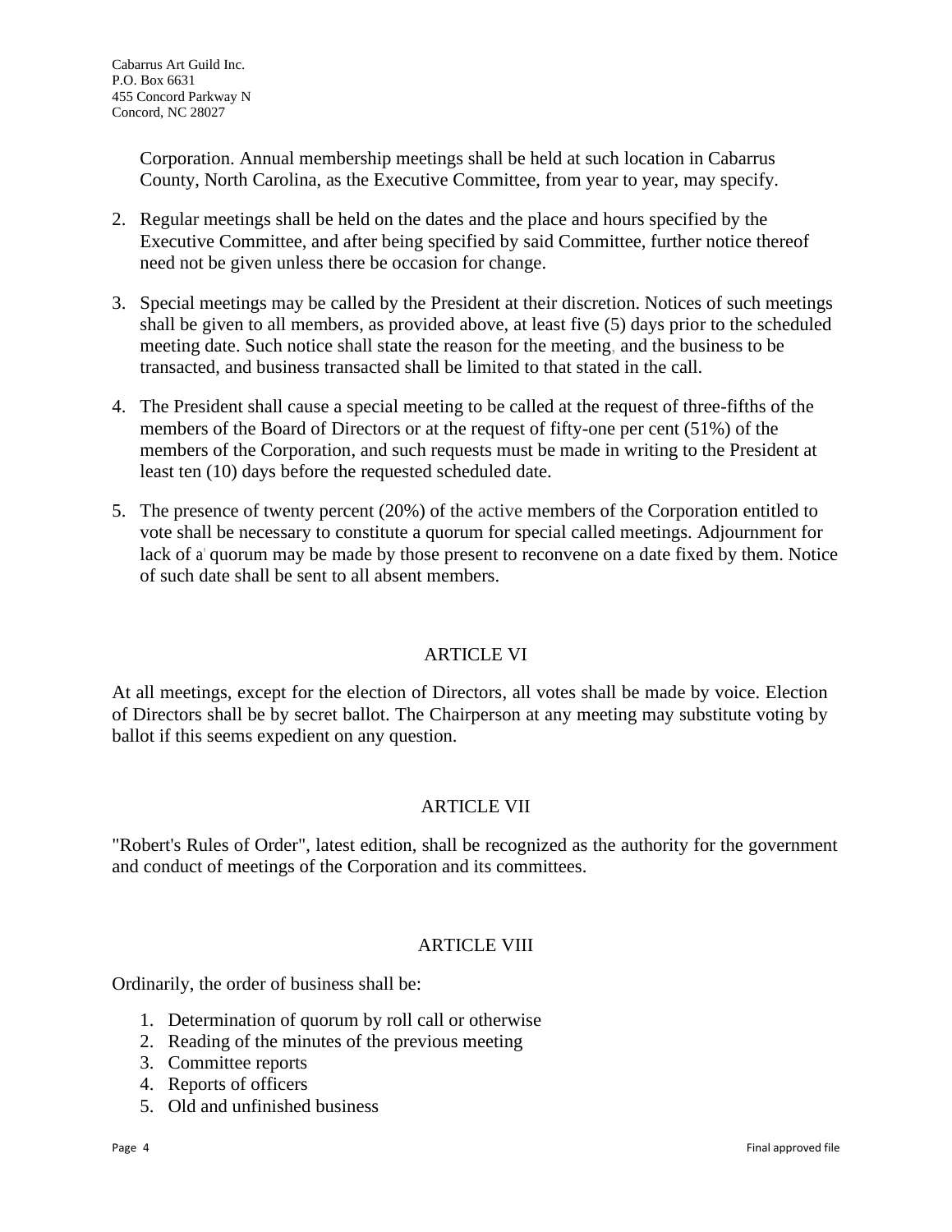Corporation. Annual membership meetings shall be held at such location in Cabarrus County, North Carolina, as the Executive Committee, from year to year, may specify.

2. Regular meetings shall be held on the dates and the place and hours specified by the Executive Committee, and after being specified by said Committee, further notice thereof need not be given unless there be occasion for change.

3. Special meetings may be called by the President at their discretion. Notices of such meetings shall be given to all members, as provided above, at least five (5) days prior to the scheduled meeting date. Such notice shall state the reason for the meeting, and the business to be transacted, and business transacted shall be limited to that stated in the call.

4. The President shall cause a special meeting to be called at the request of three-fifths of the members of the Board of Directors or at the request of fifty-one per cent (51%) of the members of the Corporation, and such requests must be made in writing to the President at least ten (10) days before the requested scheduled date.

5. The presence of twenty percent (20%) of the active members of the Corporation entitled to vote shall be necessary to constitute a quorum for special called meetings. Adjournment for lack of a quorum may be made by those present to reconvene on a date fixed by them. Notice of such date shall be sent to all absent members.

## ARTICLE VI

At all meetings, except for the election of Directors, all votes shall be made by voice. Election of Directors shall be by secret ballot. The Chairperson at any meeting may substitute voting by ballot if this seems expedient on any question.

## ARTICLE VII

"Robert's Rules of Order", latest edition, shall be recognized as the authority for the government and conduct of meetings of the Corporation and its committees.

## ARTICLE VIII

Ordinarily, the order of business shall be:

1. Determination of quorum by roll call or otherwise
2. Reading of the minutes of the previous meeting
3. Committee reports
4. Reports of officers
5. Old and unfinished business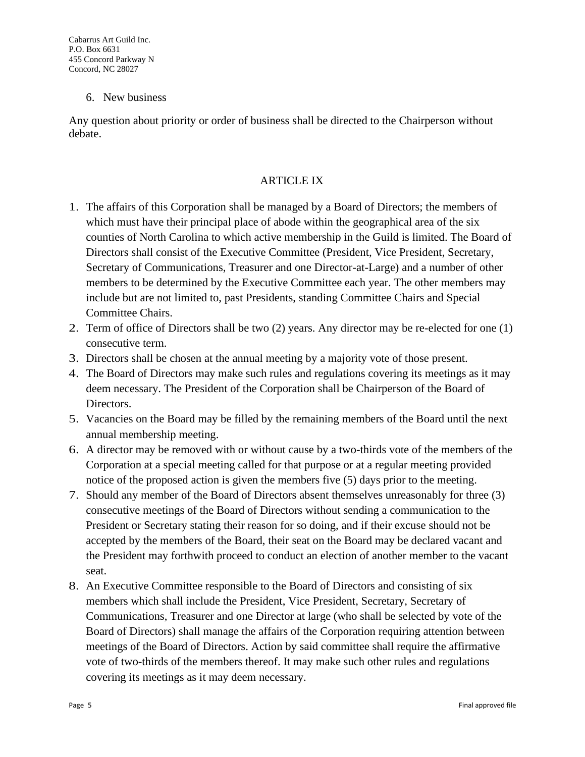6. New business

Any question about priority or order of business shall be directed to the Chairperson without debate.

## ARTICLE IX

1. The affairs of this Corporation shall be managed by a Board of Directors; the members of which must have their principal place of abode within the geographical area of the six counties of North Carolina to which active membership in the Guild is limited. The Board of Directors shall consist of the Executive Committee (President, Vice President, Secretary, Secretary of Communications, Treasurer and one Director-at-Large) and a number of other members to be determined by the Executive Committee each year. The other members may include but are not limited to, past Presidents, standing Committee Chairs and Special Committee Chairs.
2. Term of office of Directors shall be two (2) years. Any director may be re-elected for one (1) consecutive term.
3. Directors shall be chosen at the annual meeting by a majority vote of those present.
4. The Board of Directors may make such rules and regulations covering its meetings as it may deem necessary. The President of the Corporation shall be Chairperson of the Board of Directors.
5. Vacancies on the Board may be filled by the remaining members of the Board until the next annual membership meeting.
6. A director may be removed with or without cause by a two-thirds vote of the members of the Corporation at a special meeting called for that purpose or at a regular meeting provided notice of the proposed action is given the members five (5) days prior to the meeting.
7. Should any member of the Board of Directors absent themselves unreasonably for three (3) consecutive meetings of the Board of Directors without sending a communication to the President or Secretary stating their reason for so doing, and if their excuse should not be accepted by the members of the Board, their seat on the Board may be declared vacant and the President may forthwith proceed to conduct an election of another member to the vacant seat.
8. An Executive Committee responsible to the Board of Directors and consisting of six members which shall include the President, Vice President, Secretary, Secretary of Communications, Treasurer and one Director at large (who shall be selected by vote of the Board of Directors) shall manage the affairs of the Corporation requiring attention between meetings of the Board of Directors. Action by said committee shall require the affirmative vote of two-thirds of the members thereof. It may make such other rules and regulations covering its meetings as it may deem necessary.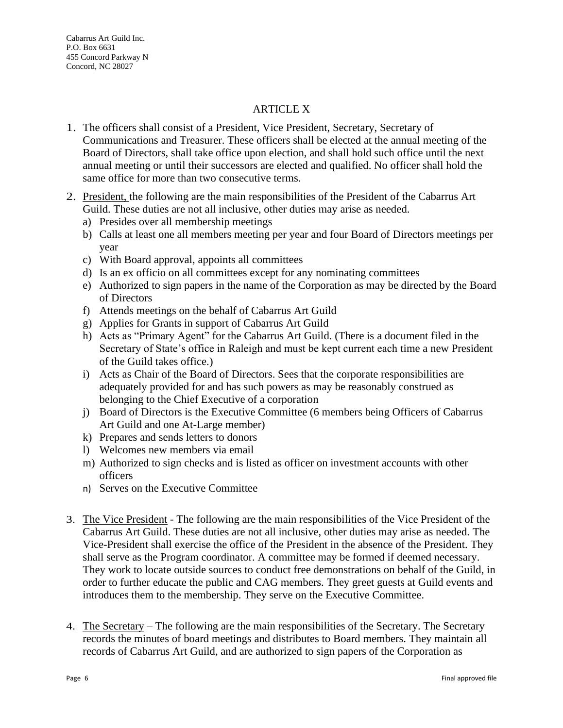Cabarrus Art Guild Inc.
P.O. Box 6631
455 Concord Parkway N
Concord, NC 28027

## ARTICLE X

1. The officers shall consist of a President, Vice President, Secretary, Secretary of Communications and Treasurer. These officers shall be elected at the annual meeting of the Board of Directors, shall take office upon election, and shall hold such office until the next annual meeting or until their successors are elected and qualified. No officer shall hold the same office for more than two consecutive terms.

2. President, the following are the main responsibilities of the President of the Cabarrus Art Guild. These duties are not all inclusive, other duties may arise as needed.
   a) Presides over all membership meetings
   b) Calls at least one all members meeting per year and four Board of Directors meetings per year
   c) With Board approval, appoints all committees
   d) Is an ex officio on all committees except for any nominating committees
   e) Authorized to sign papers in the name of the Corporation as may be directed by the Board of Directors
   f) Attends meetings on the behalf of Cabarrus Art Guild
   g) Applies for Grants in support of Cabarrus Art Guild
   h) Acts as "Primary Agent" for the Cabarrus Art Guild. (There is a document filed in the Secretary of State's office in Raleigh and must be kept current each time a new President of the Guild takes office.)
   i) Acts as Chair of the Board of Directors. Sees that the corporate responsibilities are adequately provided for and has such powers as may be reasonably construed as belonging to the Chief Executive of a corporation
   j) Board of Directors is the Executive Committee (6 members being Officers of Cabarrus Art Guild and one At-Large member)
   k) Prepares and sends letters to donors
   l) Welcomes new members via email
   m) Authorized to sign checks and is listed as officer on investment accounts with other officers
   n) Serves on the Executive Committee

3. The Vice President - The following are the main responsibilities of the Vice President of the Cabarrus Art Guild. These duties are not all inclusive, other duties may arise as needed. The Vice-President shall exercise the office of the President in the absence of the President. They shall serve as the Program coordinator. A committee may be formed if deemed necessary. They work to locate outside sources to conduct free demonstrations on behalf of the Guild, in order to further educate the public and CAG members. They greet guests at Guild events and introduces them to the membership. They serve on the Executive Committee.

4. The Secretary – The following are the main responsibilities of the Secretary. The Secretary records the minutes of board meetings and distributes to Board members. They maintain all records of Cabarrus Art Guild, and are authorized to sign papers of the Corporation as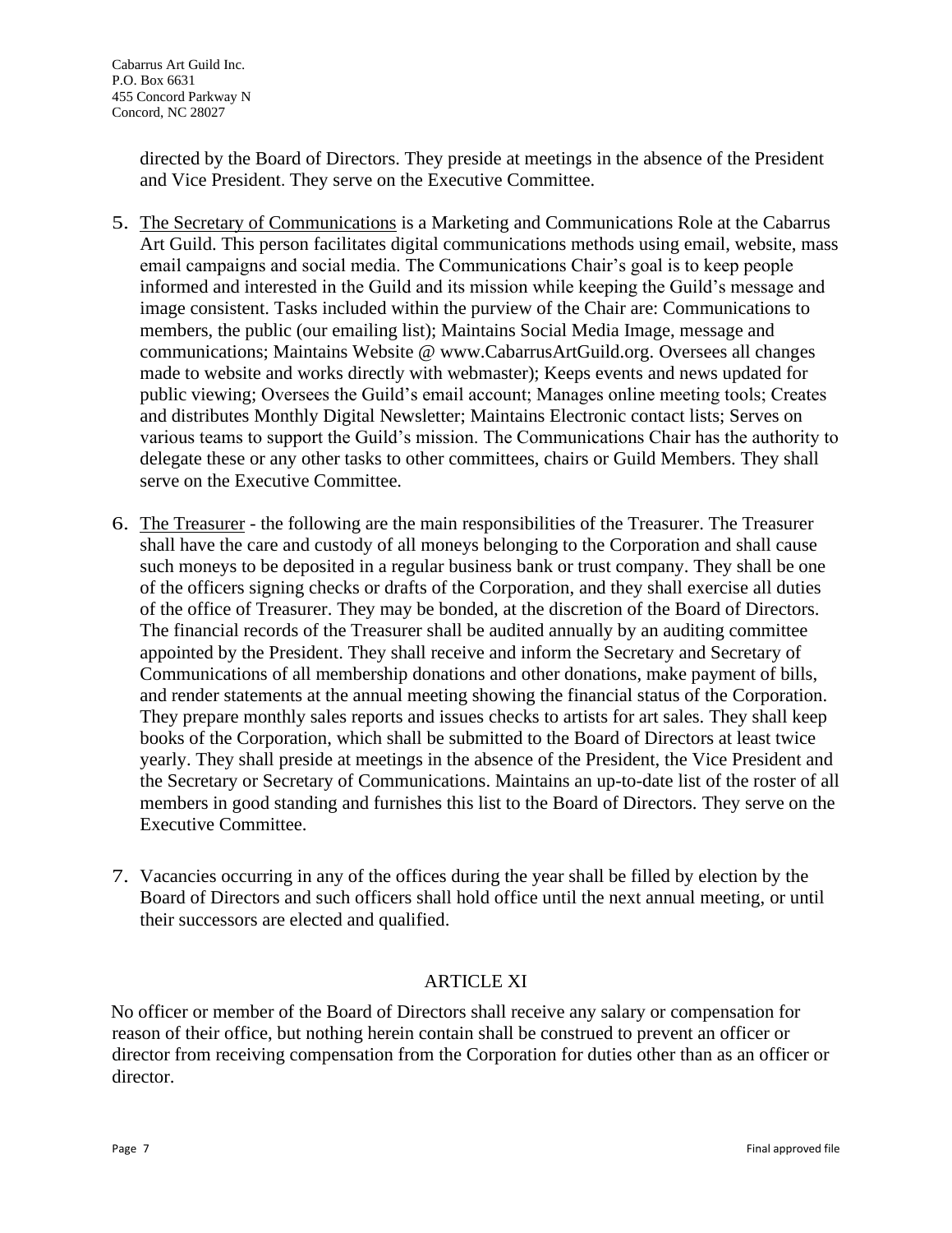directed by the Board of Directors. They preside at meetings in the absence of the President and Vice President. They serve on the Executive Committee.

5. <u>The Secretary of Communications</u> is a Marketing and Communications Role at the Cabarrus Art Guild. This person facilitates digital communications methods using email, website, mass email campaigns and social media. The Communications Chair's goal is to keep people informed and interested in the Guild and its mission while keeping the Guild's message and image consistent. Tasks included within the purview of the Chair are: Communications to members, the public (our emailing list); Maintains Social Media Image, message and communications; Maintains Website @ www.CabarrusArtGuild.org. Oversees all changes made to website and works directly with webmaster); Keeps events and news updated for public viewing; Oversees the Guild's email account; Manages online meeting tools; Creates and distributes Monthly Digital Newsletter; Maintains Electronic contact lists; Serves on various teams to support the Guild's mission. The Communications Chair has the authority to delegate these or any other tasks to other committees, chairs or Guild Members. They shall serve on the Executive Committee.

6. <u>The Treasurer</u> - the following are the main responsibilities of the Treasurer. The Treasurer shall have the care and custody of all moneys belonging to the Corporation and shall cause such moneys to be deposited in a regular business bank or trust company. They shall be one of the officers signing checks or drafts of the Corporation, and they shall exercise all duties of the office of Treasurer. They may be bonded, at the discretion of the Board of Directors. The financial records of the Treasurer shall be audited annually by an auditing committee appointed by the President. They shall receive and inform the Secretary and Secretary of Communications of all membership donations and other donations, make payment of bills, and render statements at the annual meeting showing the financial status of the Corporation. They prepare monthly sales reports and issues checks to artists for art sales. They shall keep books of the Corporation, which shall be submitted to the Board of Directors at least twice yearly. They shall preside at meetings in the absence of the President, the Vice President and the Secretary or Secretary of Communications. Maintains an up-to-date list of the roster of all members in good standing and furnishes this list to the Board of Directors. They serve on the Executive Committee.

7. Vacancies occurring in any of the offices during the year shall be filled by election by the Board of Directors and such officers shall hold office until the next annual meeting, or until their successors are elected and qualified.

## ARTICLE XI

No officer or member of the Board of Directors shall receive any salary or compensation for reason of their office, but nothing herein contain shall be construed to prevent an officer or director from receiving compensation from the Corporation for duties other than as an officer or director.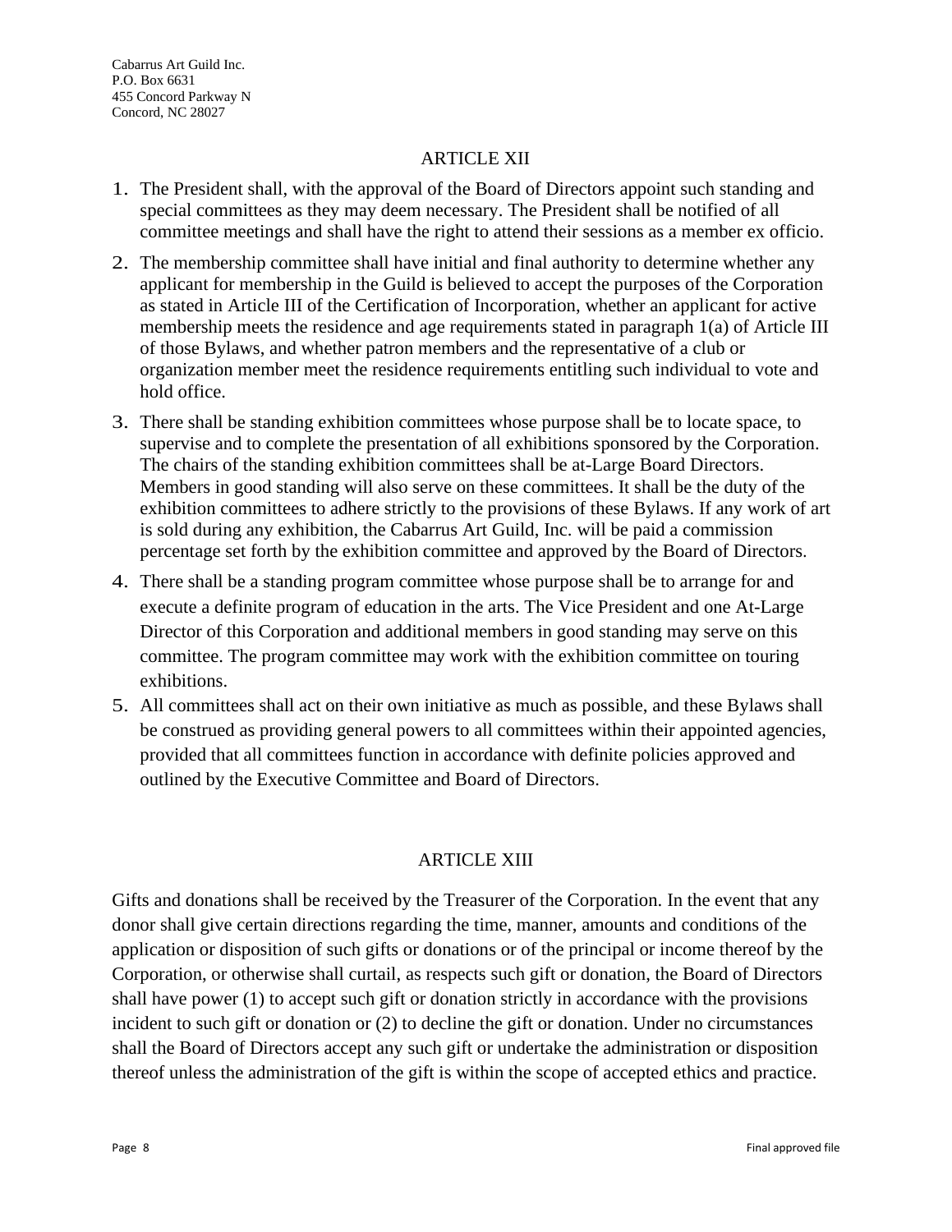## ARTICLE XII

1. The President shall, with the approval of the Board of Directors appoint such standing and special committees as they may deem necessary. The President shall be notified of all committee meetings and shall have the right to attend their sessions as a member ex officio.
2. The membership committee shall have initial and final authority to determine whether any applicant for membership in the Guild is believed to accept the purposes of the Corporation as stated in Article III of the Certification of Incorporation, whether an applicant for active membership meets the residence and age requirements stated in paragraph 1(a) of Article III of those Bylaws, and whether patron members and the representative of a club or organization member meet the residence requirements entitling such individual to vote and hold office.
3. There shall be standing exhibition committees whose purpose shall be to locate space, to supervise and to complete the presentation of all exhibitions sponsored by the Corporation. The chairs of the standing exhibition committees shall be at-Large Board Directors. Members in good standing will also serve on these committees. It shall be the duty of the exhibition committees to adhere strictly to the provisions of these Bylaws. If any work of art is sold during any exhibition, the Cabarrus Art Guild, Inc. will be paid a commission percentage set forth by the exhibition committee and approved by the Board of Directors.
4. There shall be a standing program committee whose purpose shall be to arrange for and execute a definite program of education in the arts. The Vice President and one At-Large Director of this Corporation and additional members in good standing may serve on this committee. The program committee may work with the exhibition committee on touring exhibitions.
5. All committees shall act on their own initiative as much as possible, and these Bylaws shall be construed as providing general powers to all committees within their appointed agencies, provided that all committees function in accordance with definite policies approved and outlined by the Executive Committee and Board of Directors.

## ARTICLE XIII

Gifts and donations shall be received by the Treasurer of the Corporation. In the event that any donor shall give certain directions regarding the time, manner, amounts and conditions of the application or disposition of such gifts or donations or of the principal or income thereof by the Corporation, or otherwise shall curtail, as respects such gift or donation, the Board of Directors shall have power (1) to accept such gift or donation strictly in accordance with the provisions incident to such gift or donation or (2) to decline the gift or donation. Under no circumstances shall the Board of Directors accept any such gift or undertake the administration or disposition thereof unless the administration of the gift is within the scope of accepted ethics and practice.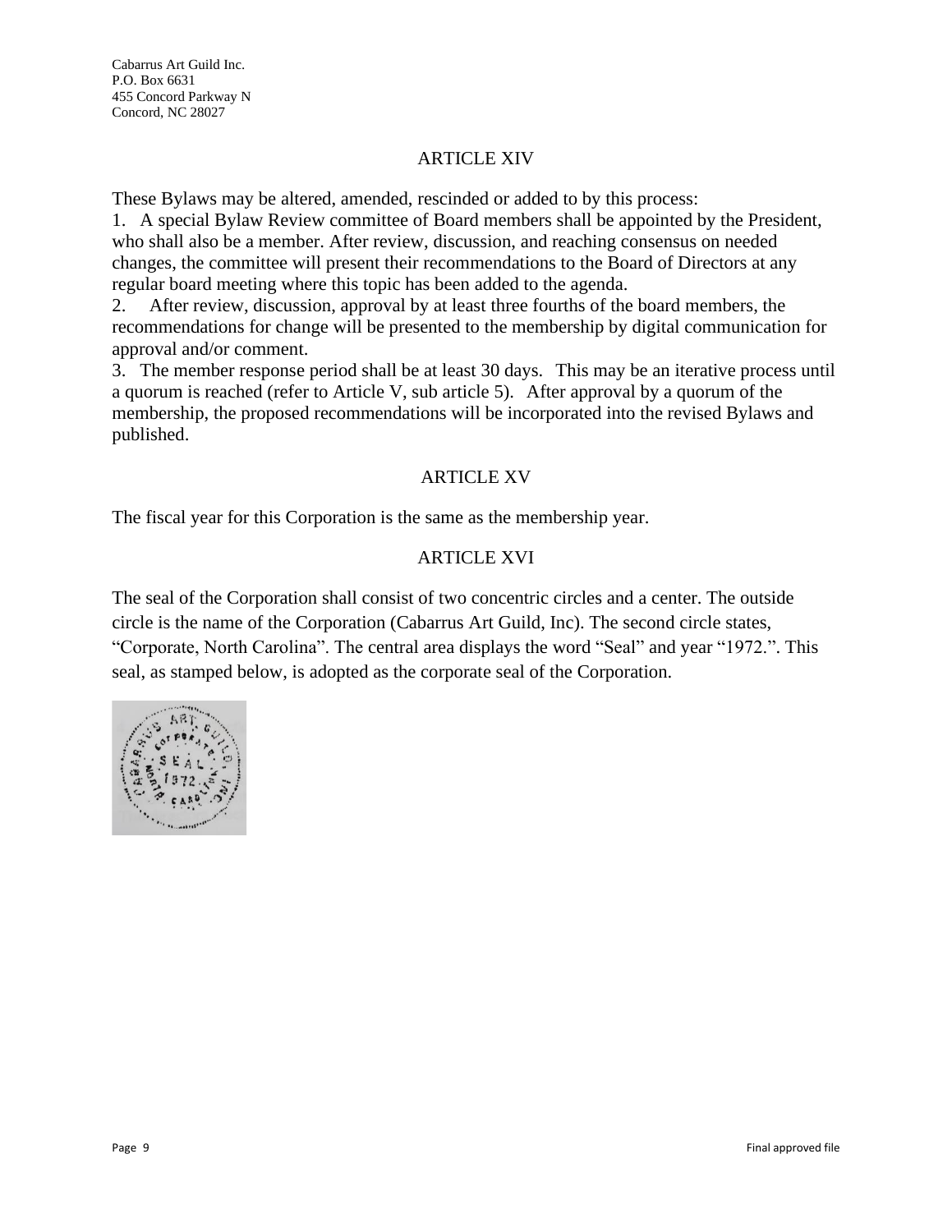Cabarrus Art Guild Inc.
P.O. Box 6631
455 Concord Parkway N
Concord, NC 28027

## ARTICLE XIV

These Bylaws may be altered, amended, rescinded or added to by this process:

1. A special Bylaw Review committee of Board members shall be appointed by the President, who shall also be a member. After review, discussion, and reaching consensus on needed changes, the committee will present their recommendations to the Board of Directors at any regular board meeting where this topic has been added to the agenda.
2. After review, discussion, approval by at least three fourths of the board members, the recommendations for change will be presented to the membership by digital communication for approval and/or comment.
3. The member response period shall be at least 30 days. This may be an iterative process until a quorum is reached (refer to Article V, sub article 5). After approval by a quorum of the membership, the proposed recommendations will be incorporated into the revised Bylaws and published.

## ARTICLE XV

The fiscal year for this Corporation is the same as the membership year.

## ARTICLE XVI

The seal of the Corporation shall consist of two concentric circles and a center. The outside circle is the name of the Corporation (Cabarrus Art Guild, Inc). The second circle states, “Corporate, North Carolina”. The central area displays the word “Seal” and year “1972.”. This seal, as stamped below, is adopted as the corporate seal of the Corporation.